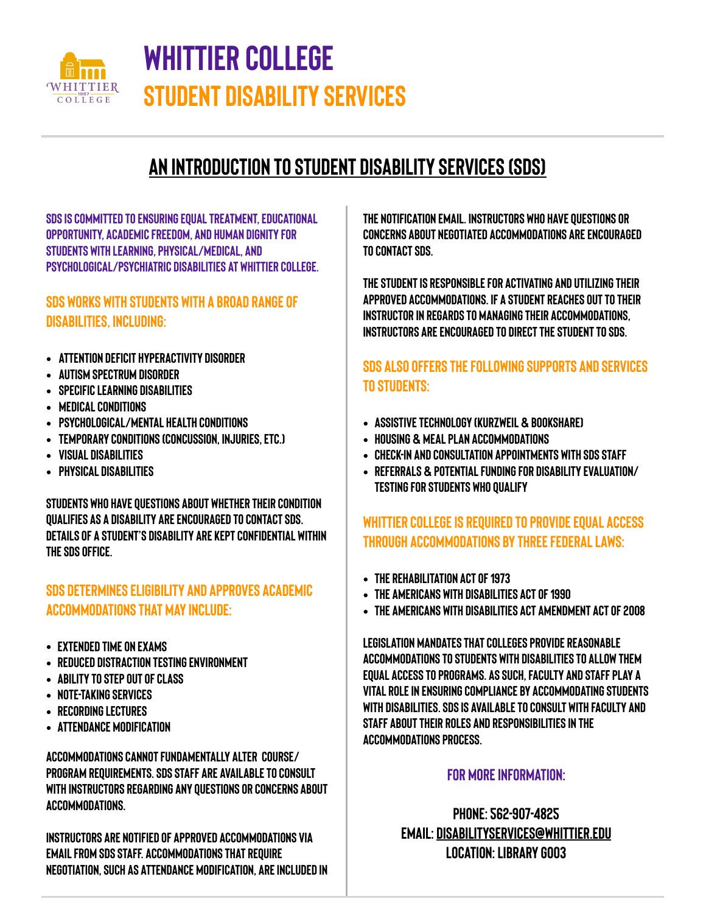# WHITTIER COLLEGE

## STUDENT DISABILITY SERVICES

## AN INTRODUCTION TO STUDENT DISABILITY SERVICES (SDS)

SDS IS COMMITTED TO ENSURING EQUAL TREATMENT, EDUCATIONAL OPPORTUNITY, ACADEMIC FREEDOM, AND HUMAN DIGNITY FOR STUDENTS WITH LEARNING, PHYSICAL/MEDICAL, AND PSYCHOLOGICAL/PSYCHIATRIC DISABILITIES AT WHITTIER COLLEGE.

### SDS WORKS WITH STUDENTS WITH A BROAD RANGE OF DISABILITIES, INCLUDING:

- ATTENTION DEFICIT HYPERACTIVITY DISORDER
- AUTISM SPECTRUM DISORDER
- SPECIFIC LEARNING DISABILITIES
- MEDICAL CONDITIONS
- PSYCHOLOGICAL/MENTAL HEALTH CONDITIONS
- TEMPORARY CONDITIONS (CONCUSSION, INJURIES, ETC.)
- VISUAL DISABILITIES
- PHYSICAL DISABILITIES

STUDENTS WHO HAVE QUESTIONS ABOUT WHETHER THEIR CONDITION QUALIFIES AS A DISABILITY ARE ENCOURAGED TO CONTACT SDS. DETAILS OF A STUDENT'S DISABILITY ARE KEPT CONFIDENTIAL WITHIN THE SDS OFFICE.

### SDS DETERMINES ELIGIBILITY AND APPROVES ACADEMIC ACCOMMODATIONS THAT MAY INCLUDE:

- EXTENDED TIME ON EXAMS
- REDUCED DISTRACTION TESTING ENVIRONMENT
- ABILITY TO STEP OUT OF CLASS
- NOTE-TAKING SERVICES
- RECORDING LECTURES
- ATTENDANCE MODIFICATION

ACCOMMODATIONS CANNOT FUNDAMENTALLY ALTER COURSE/ PROGRAM REQUIREMENTS. SDS STAFF ARE AVAILABLE TO CONSULT WITH INSTRUCTORS REGARDING ANY QUESTIONS OR CONCERNS ABOUT ACCOMMODATIONS.

INSTRUCTORS ARE NOTIFIED OF APPROVED ACCOMMODATIONS VIA EMAIL FROM SDS STAFF. ACCOMMODATIONS THAT REQUIRE NEGOTIATION, SUCH AS ATTENDANCE MODIFICATION, ARE INCLUDED IN THE NOTIFICATION EMAIL. INSTRUCTORS WHO HAVE QUESTIONS OR CONCERNS ABOUT NEGOTIATED ACCOMMODATIONS ARE ENCOURAGED TO CONTACT SDS.

THE STUDENT IS RESPONSIBLE FOR ACTIVATING AND UTILIZING THEIR APPROVED ACCOMMODATIONS. IF A STUDENT REACHES OUT TO THEIR INSTRUCTOR IN REGARDS TO MANAGING THEIR ACCOMMODATIONS, INSTRUCTORS ARE ENCOURAGED TO DIRECT THE STUDENT TO SDS.

### SDS ALSO OFFERS THE FOLLOWING SUPPORTS AND SERVICES TO STUDENTS:

- ASSISTIVE TECHNOLOGY (KURZWEIL & BOOKSHARE)
- HOUSING & MEAL PLAN ACCOMMODATIONS
- CHECK-IN AND CONSULTATION APPOINTMENTS WITH SDS STAFF
- REFERRALS & POTENTIAL FUNDING FOR DISABILITY EVALUATION/ TESTING FOR STUDENTS WHO QUALIFY

### WHITTIER COLLEGE IS REQUIRED TO PROVIDE EQUAL ACCESS THROUGH ACCOMMODATIONS BY THREE FEDERAL LAWS:

- THE REHABILITATION ACT OF 1973
- THE AMERICANS WITH DISABILITIES ACT OF 1990
- THE AMERICANS WITH DISABILITIES ACT AMENDMENT ACT OF 2008

LEGISLATION MANDATES THAT COLLEGES PROVIDE REASONABLE ACCOMMODATIONS TO STUDENTS WITH DISABILITIES TO ALLOW THEM EQUAL ACCESS TO PROGRAMS. AS SUCH, FACULTY AND STAFF PLAY A VITAL ROLE IN ENSURING COMPLIANCE BY ACCOMMODATING STUDENTS WITH DISABILITIES. SDS IS AVAILABLE TO CONSULT WITH FACULTY AND STAFF ABOUT THEIR ROLES AND RESPONSIBILITIES IN THE ACCOMMODATIONS PROCESS.

### FOR MORE INFORMATION:

PHONE: 562-907-4825
EMAIL: DISABILITYSERVICES@WHITTIER.EDU
LOCATION: LIBRARY G003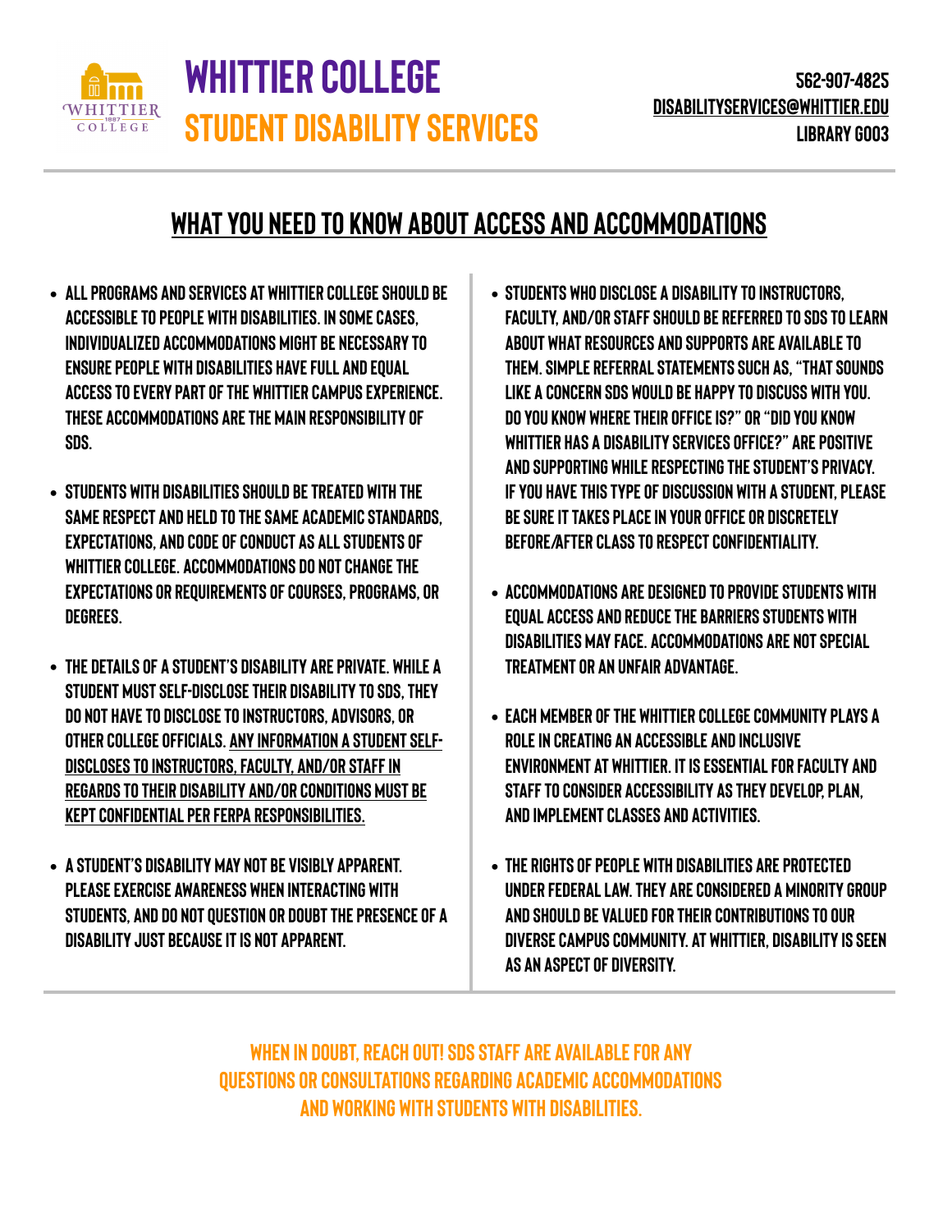# Whittier College
## Student Disability Services

562-907-4825
DISABILITYSERVICES@WHITTIER.EDU
LIBRARY G003

## WHAT YOU NEED TO KNOW ABOUT ACCESS AND ACCOMMODATIONS

- ALL PROGRAMS AND SERVICES AT WHITTIER COLLEGE SHOULD BE ACCESSIBLE TO PEOPLE WITH DISABILITIES. IN SOME CASES, INDIVIDUALIZED ACCOMMODATIONS MIGHT BE NECESSARY TO ENSURE PEOPLE WITH DISABILITIES HAVE FULL AND EQUAL ACCESS TO EVERY PART OF THE WHITTIER CAMPUS EXPERIENCE. THESE ACCOMMODATIONS ARE THE MAIN RESPONSIBILITY OF SDS.
- STUDENTS WITH DISABILITIES SHOULD BE TREATED WITH THE SAME RESPECT AND HELD TO THE SAME ACADEMIC STANDARDS, EXPECTATIONS, AND CODE OF CONDUCT AS ALL STUDENTS OF WHITTIER COLLEGE. ACCOMMODATIONS DO NOT CHANGE THE EXPECTATIONS OR REQUIREMENTS OF COURSES, PROGRAMS, OR DEGREES.
- THE DETAILS OF A STUDENT'S DISABILITY ARE PRIVATE. WHILE A STUDENT MUST SELF-DISCLOSE THEIR DISABILITY TO SDS, THEY DO NOT HAVE TO DISCLOSE TO INSTRUCTORS, ADVISORS, OR OTHER COLLEGE OFFICIALS. ANY INFORMATION A STUDENT SELF-DISCLOSES TO INSTRUCTORS, FACULTY, AND/OR STAFF IN REGARDS TO THEIR DISABILITY AND/OR CONDITIONS MUST BE KEPT CONFIDENTIAL PER FERPA RESPONSIBILITIES.
- A STUDENT'S DISABILITY MAY NOT BE VISIBLY APPARENT. PLEASE EXERCISE AWARENESS WHEN INTERACTING WITH STUDENTS, AND DO NOT QUESTION OR DOUBT THE PRESENCE OF A DISABILITY JUST BECAUSE IT IS NOT APPARENT.
- STUDENTS WHO DISCLOSE A DISABILITY TO INSTRUCTORS, FACULTY, AND/OR STAFF SHOULD BE REFERRED TO SDS TO LEARN ABOUT WHAT RESOURCES AND SUPPORTS ARE AVAILABLE TO THEM. SIMPLE REFERRAL STATEMENTS SUCH AS, "THAT SOUNDS LIKE A CONCERN SDS WOULD BE HAPPY TO DISCUSS WITH YOU. DO YOU KNOW WHERE THEIR OFFICE IS?" OR "DID YOU KNOW WHITTIER HAS A DISABILITY SERVICES OFFICE?" ARE POSITIVE AND SUPPORTING WHILE RESPECTING THE STUDENT'S PRIVACY. IF YOU HAVE THIS TYPE OF DISCUSSION WITH A STUDENT, PLEASE BE SURE IT TAKES PLACE IN YOUR OFFICE OR DISCRETELY BEFORE/AFTER CLASS TO RESPECT CONFIDENTIALITY.
- ACCOMMODATIONS ARE DESIGNED TO PROVIDE STUDENTS WITH EQUAL ACCESS AND REDUCE THE BARRIERS STUDENTS WITH DISABILITIES MAY FACE. ACCOMMODATIONS ARE NOT SPECIAL TREATMENT OR AN UNFAIR ADVANTAGE.
- EACH MEMBER OF THE WHITTIER COLLEGE COMMUNITY PLAYS A ROLE IN CREATING AN ACCESSIBLE AND INCLUSIVE ENVIRONMENT AT WHITTIER. IT IS ESSENTIAL FOR FACULTY AND STAFF TO CONSIDER ACCESSIBILITY AS THEY DEVELOP, PLAN, AND IMPLEMENT CLASSES AND ACTIVITIES.
- THE RIGHTS OF PEOPLE WITH DISABILITIES ARE PROTECTED UNDER FEDERAL LAW. THEY ARE CONSIDERED A MINORITY GROUP AND SHOULD BE VALUED FOR THEIR CONTRIBUTIONS TO OUR DIVERSE CAMPUS COMMUNITY. AT WHITTIER, DISABILITY IS SEEN AS AN ASPECT OF DIVERSITY.

**WHEN IN DOUBT, REACH OUT! SDS STAFF ARE AVAILABLE FOR ANY QUESTIONS OR CONSULTATIONS REGARDING ACADEMIC ACCOMMODATIONS AND WORKING WITH STUDENTS WITH DISABILITIES.**